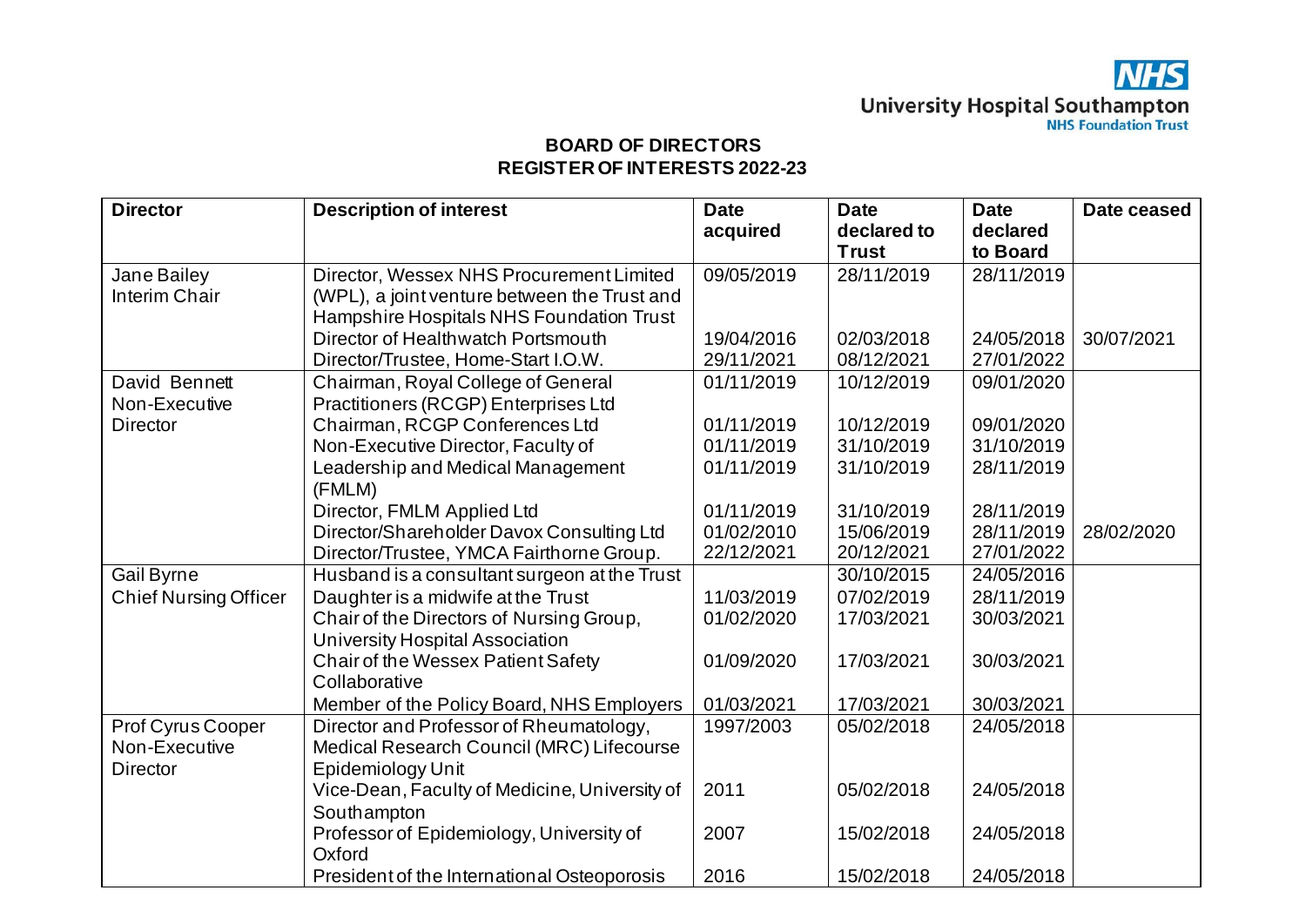**BOARD OF DIRECTORS**
**REGISTER OF INTERESTS 2022-23**

| Director | Description of interest | Date acquired | Date declared to Trust | Date declared to Board | Date ceased |
|---|---|---|---|---|---|
| Jane Bailey Interim Chair | Director, Wessex NHS Procurement Limited (WPL), a joint venture between the Trust and Hampshire Hospitals NHS Foundation Trust | 09/05/2019 | 28/11/2019 | 28/11/2019 | |
| | Director of Healthwatch Portsmouth | 19/04/2016 | 02/03/2018 | 24/05/2018 | 30/07/2021 |
| | Director/Trustee, Home-Start I.O.W. | 29/11/2021 | 08/12/2021 | 27/01/2022 | |
| David Bennett Non-Executive Director | Chairman, Royal College of General Practitioners (RCGP) Enterprises Ltd | 01/11/2019 | 10/12/2019 | 09/01/2020 | |
| | Chairman, RCGP Conferences Ltd | 01/11/2019 | 10/12/2019 | 09/01/2020 | |
| | Non-Executive Director, Faculty of Leadership and Medical Management (FMLM) | 01/11/2019<br>01/11/2019 | 31/10/2019<br>31/10/2019 | 31/10/2019<br>28/11/2019 | |
| | Director, FMLM Applied Ltd | 01/11/2019 | 31/10/2019 | 28/11/2019 | |
| | Director/Shareholder Davox Consulting Ltd | 01/02/2010 | 15/06/2019 | 28/11/2019 | 28/02/2020 |
| | Director/Trustee, YMCA Fairthorne Group. | 22/12/2021 | 20/12/2021 | 27/01/2022 | |
| Gail Byrne Chief Nursing Officer | Husband is a consultant surgeon at the Trust | | 30/10/2015 | 24/05/2016 | |
| | Daughter is a midwife at the Trust | 11/03/2019 | 07/02/2019 | 28/11/2019 | |
| | Chair of the Directors of Nursing Group, University Hospital Association | 01/02/2020 | 17/03/2021 | 30/03/2021 | |
| | Chair of the Wessex Patient Safety Collaborative | 01/09/2020 | 17/03/2021 | 30/03/2021 | |
| | Member of the Policy Board, NHS Employers | 01/03/2021 | 17/03/2021 | 30/03/2021 | |
| Prof Cyrus Cooper Non-Executive Director | Director and Professor of Rheumatology, Medical Research Council (MRC) Lifecourse Epidemiology Unit | 1997/2003 | 05/02/2018 | 24/05/2018 | |
| | Vice-Dean, Faculty of Medicine, University of Southampton | 2011 | 05/02/2018 | 24/05/2018 | |
| | Professor of Epidemiology, University of Oxford | 2007 | 15/02/2018 | 24/05/2018 | |
| | President of the International Osteoporosis | 2016 | 15/02/2018 | 24/05/2018 | |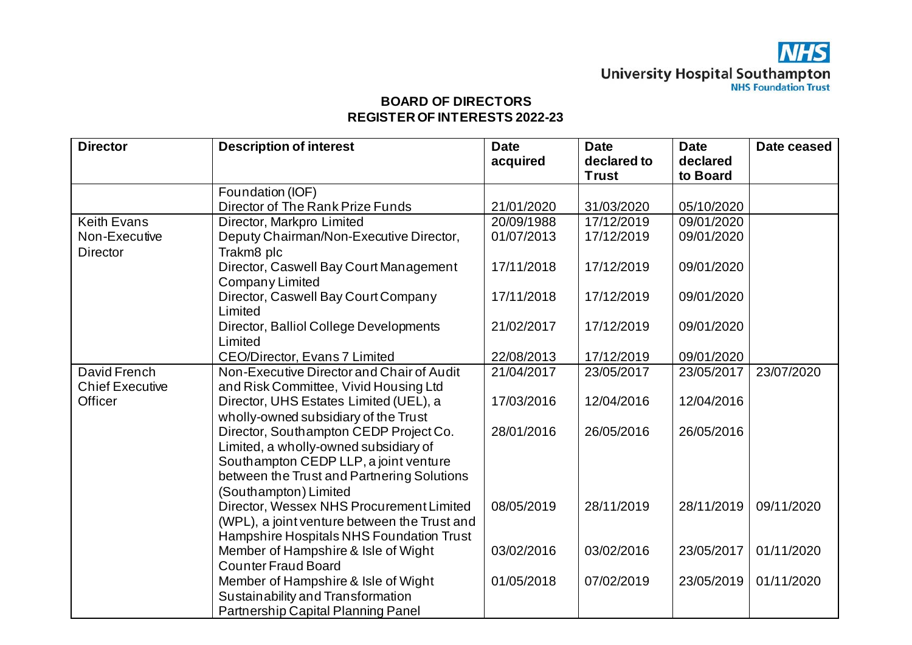**BOARD OF DIRECTORS**
**REGISTER OF INTERESTS 2022-23**

| Director | Description of interest | Date acquired | Date declared to Trust | Date declared to Board | Date ceased |
|---|---|---|---|---|---|
| | Foundation (IOF) | | | | |
| | Director of The Rank Prize Funds | 21/01/2020 | 31/03/2020 | 05/10/2020 | |
| Keith Evans Non-Executive Director | Director, Markpro Limited | 20/09/1988 | 17/12/2019 | 09/01/2020 | |
| | Deputy Chairman/Non-Executive Director, Trakm8 plc | 01/07/2013 | 17/12/2019 | 09/01/2020 | |
| | Director, Caswell Bay Court Management Company Limited | 17/11/2018 | 17/12/2019 | 09/01/2020 | |
| | Director, Caswell Bay Court Company Limited | 17/11/2018 | 17/12/2019 | 09/01/2020 | |
| | Director, Balliol College Developments Limited | 21/02/2017 | 17/12/2019 | 09/01/2020 | |
| | CEO/Director, Evans 7 Limited | 22/08/2013 | 17/12/2019 | 09/01/2020 | |
| David French Chief Executive Officer | Non-Executive Director and Chair of Audit and Risk Committee, Vivid Housing Ltd | 21/04/2017 | 23/05/2017 | 23/05/2017 | 23/07/2020 |
| | Director, UHS Estates Limited (UEL), a wholly-owned subsidiary of the Trust | 17/03/2016 | 12/04/2016 | 12/04/2016 | |
| | Director, Southampton CEDP Project Co. Limited, a wholly-owned subsidiary of Southampton CEDP LLP, a joint venture between the Trust and Partnering Solutions (Southampton) Limited | 28/01/2016 | 26/05/2016 | 26/05/2016 | |
| | Director, Wessex NHS Procurement Limited (WPL), a joint venture between the Trust and Hampshire Hospitals NHS Foundation Trust | 08/05/2019 | 28/11/2019 | 28/11/2019 | 09/11/2020 |
| | Member of Hampshire & Isle of Wight Counter Fraud Board | 03/02/2016 | 03/02/2016 | 23/05/2017 | 01/11/2020 |
| | Member of Hampshire & Isle of Wight Sustainability and Transformation Partnership Capital Planning Panel | 01/05/2018 | 07/02/2019 | 23/05/2019 | 01/11/2020 |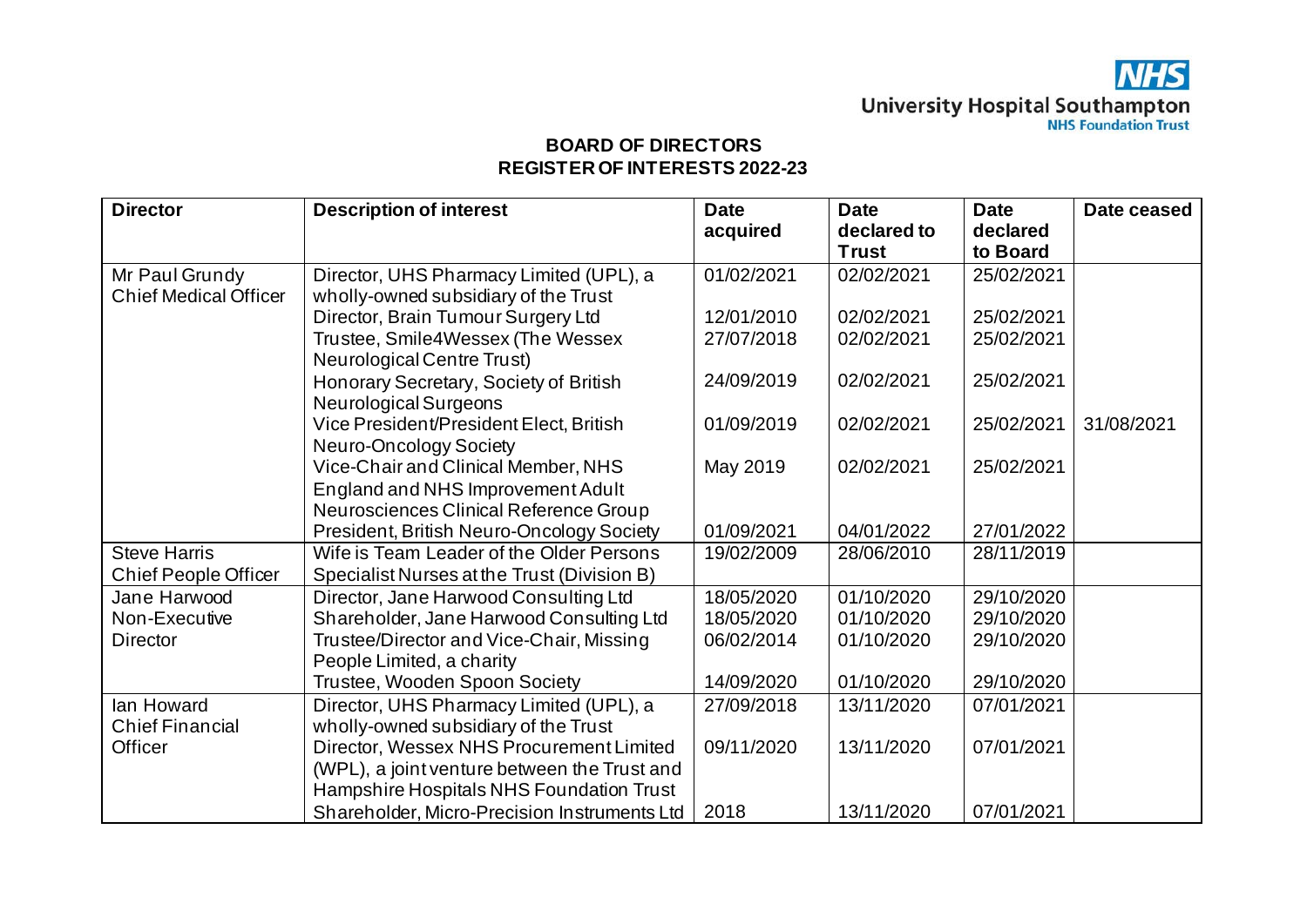**BOARD OF DIRECTORS**
**REGISTER OF INTERESTS 2022-23**

| Director | Description of interest | Date acquired | Date declared to Trust | Date declared to Board | Date ceased |
|---|---|---|---|---|---|
| Mr Paul Grundy Chief Medical Officer | Director, UHS Pharmacy Limited (UPL), a wholly-owned subsidiary of the Trust | 01/02/2021 | 02/02/2021 | 25/02/2021 | |
| | Director, Brain Tumour Surgery Ltd | 12/01/2010 | 02/02/2021 | 25/02/2021 | |
| | Trustee, Smile4Wessex (The Wessex Neurological Centre Trust) | 27/07/2018 | 02/02/2021 | 25/02/2021 | |
| | Honorary Secretary, Society of British Neurological Surgeons | 24/09/2019 | 02/02/2021 | 25/02/2021 | |
| | Vice President/President Elect, British Neuro-Oncology Society | 01/09/2019 | 02/02/2021 | 25/02/2021 | 31/08/2021 |
| | Vice-Chair and Clinical Member, NHS England and NHS Improvement Adult Neurosciences Clinical Reference Group | May 2019 | 02/02/2021 | 25/02/2021 | |
| | President, British Neuro-Oncology Society | 01/09/2021 | 04/01/2022 | 27/01/2022 | |
| Steve Harris Chief People Officer | Wife is Team Leader of the Older Persons Specialist Nurses at the Trust (Division B) | 19/02/2009 | 28/06/2010 | 28/11/2019 | |
| Jane Harwood Non-Executive Director | Director, Jane Harwood Consulting Ltd | 18/05/2020 | 01/10/2020 | 29/10/2020 | |
| | Shareholder, Jane Harwood Consulting Ltd | 18/05/2020 | 01/10/2020 | 29/10/2020 | |
| | Trustee/Director and Vice-Chair, Missing People Limited, a charity | 06/02/2014 | 01/10/2020 | 29/10/2020 | |
| | Trustee, Wooden Spoon Society | 14/09/2020 | 01/10/2020 | 29/10/2020 | |
| Ian Howard Chief Financial Officer | Director, UHS Pharmacy Limited (UPL), a wholly-owned subsidiary of the Trust | 27/09/2018 | 13/11/2020 | 07/01/2021 | |
| | Director, Wessex NHS Procurement Limited (WPL), a joint venture between the Trust and Hampshire Hospitals NHS Foundation Trust | 09/11/2020 | 13/11/2020 | 07/01/2021 | |
| | Shareholder, Micro-Precision Instruments Ltd | 2018 | 13/11/2020 | 07/01/2021 | |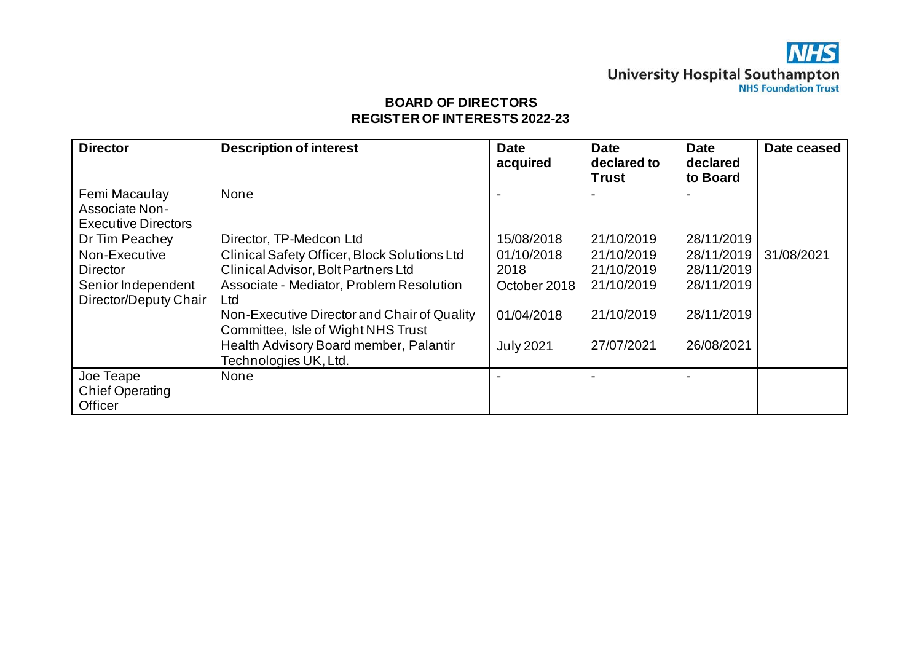**BOARD OF DIRECTORS**
**REGISTER OF INTERESTS 2022-23**

| Director | Description of interest | Date acquired | Date declared to Trust | Date declared to Board | Date ceased |
|---|---|---|---|---|---|
| Femi Macaulay Associate Non-Executive Directors | None | - | - | - | |
| Dr Tim Peachey Non-Executive Director Senior Independent Director/Deputy Chair | Director, TP-Medcon Ltd | 15/08/2018 | 21/10/2019 | 28/11/2019 | |
| | Clinical Safety Officer, Block Solutions Ltd | 01/10/2018 | 21/10/2019 | 28/11/2019 | 31/08/2021 |
| | Clinical Advisor, Bolt Partners Ltd | 2018 | 21/10/2019 | 28/11/2019 | |
| | Associate - Mediator, Problem Resolution Ltd | October 2018 | 21/10/2019 | 28/11/2019 | |
| | Non-Executive Director and Chair of Quality Committee, Isle of Wight NHS Trust | 01/04/2018 | 21/10/2019 | 28/11/2019 | |
| | Health Advisory Board member, Palantir Technologies UK, Ltd. | July 2021 | 27/07/2021 | 26/08/2021 | |
| Joe Teape Chief Operating Officer | None | - | - | - | |